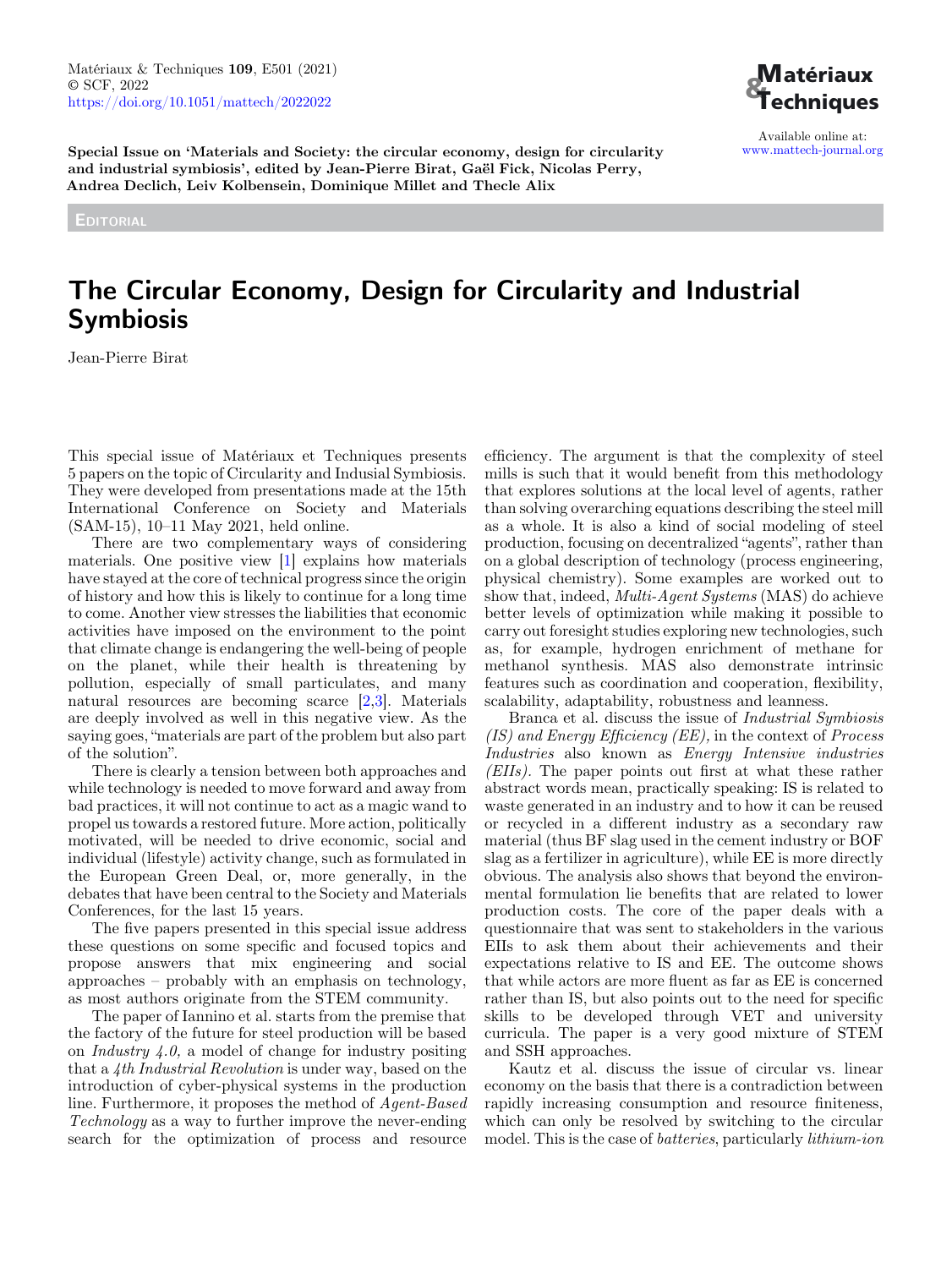Special Issue on 'Materials and Society: the circular economy, design for circularity and industrial symbiosis', edited by Jean-Pierre Birat, Gaël Fick, Nicolas Perry, Andrea Declich, Leiv Kolbensein, Dominique Millet and Thecle Alix

EDITORIAL

# The Circular Economy, Design for Circularity and Industrial Symbiosis

Jean-Pierre Birat

This special issue of Matériaux et Techniques presents 5 papers on the topic of Circularity and Indusial Symbiosis. They were developed from presentations made at the 15th International Conference on Society and Materials (SAM-15), 10–11 May 2021, held online.

There are two complementary ways of considering materials. One positive view [1] explains how materials have stayed at the core of technical progress since the origin of history and how this is likely to continue for a long time to come. Another view stresses the liabilities that economic activities have imposed on the environment to the point that climate change is endangering the well-being of people on the planet, while their health is threatening by pollution, especially of small particulates, and many natural resources are becoming scarce [2,3]. Materials are deeply involved as well in this negative view. As the saying goes, "materials are part of the problem but also part of the solution".

There is clearly a tension between both approaches and while technology is needed to move forward and away from bad practices, it will not continue to act as a magic wand to propel us towards a restored future. More action, politically motivated, will be needed to drive economic, social and individual (lifestyle) activity change, such as formulated in the European Green Deal, or, more generally, in the debates that have been central to the Society and Materials Conferences, for the last 15 years.

The five papers presented in this special issue address these questions on some specific and focused topics and propose answers that mix engineering and social approaches – probably with an emphasis on technology, as most authors originate from the STEM community.

The paper of Iannino et al. starts from the premise that the factory of the future for steel production will be based on *Industry 4.0,* a model of change for industry positing that a *4th Industrial Revolution* is under way, based on the introduction of cyber-physical systems in the production line. Furthermore, it proposes the method of *Agent-Based Technology* as a way to further improve the never-ending search for the optimization of process and resource efficiency. The argument is that the complexity of steel mills is such that it would benefit from this methodology that explores solutions at the local level of agents, rather than solving overarching equations describing the steel mill as a whole. It is also a kind of social modeling of steel production, focusing on decentralized "agents", rather than on a global description of technology (process engineering, physical chemistry). Some examples are worked out to show that, indeed, *Multi-Agent Systems* (MAS) do achieve better levels of optimization while making it possible to carry out foresight studies exploring new technologies, such as, for example, hydrogen enrichment of methane for methanol synthesis. MAS also demonstrate intrinsic features such as coordination and cooperation, flexibility, scalability, adaptability, robustness and leanness.

Branca et al. discuss the issue of *Industrial Symbiosis (IS) and Energy Efficiency (EE),* in the context of *Process Industries* also known as *Energy Intensive industries (EIIs).* The paper points out first at what these rather abstract words mean, practically speaking: IS is related to waste generated in an industry and to how it can be reused or recycled in a different industry as a secondary raw material (thus BF slag used in the cement industry or BOF slag as a fertilizer in agriculture), while EE is more directly obvious. The analysis also shows that beyond the environmental formulation lie benefits that are related to lower production costs. The core of the paper deals with a questionnaire that was sent to stakeholders in the various EIIs to ask them about their achievements and their expectations relative to IS and EE. The outcome shows that while actors are more fluent as far as EE is concerned rather than IS, but also points out to the need for specific skills to be developed through VET and university curricula. The paper is a very good mixture of STEM and SSH approaches.

Kautz et al. discuss the issue of circular vs. linear economy on the basis that there is a contradiction between rapidly increasing consumption and resource finiteness, which can only be resolved by switching to the circular model. This is the case of *batteries*, particularly *lithium-ion*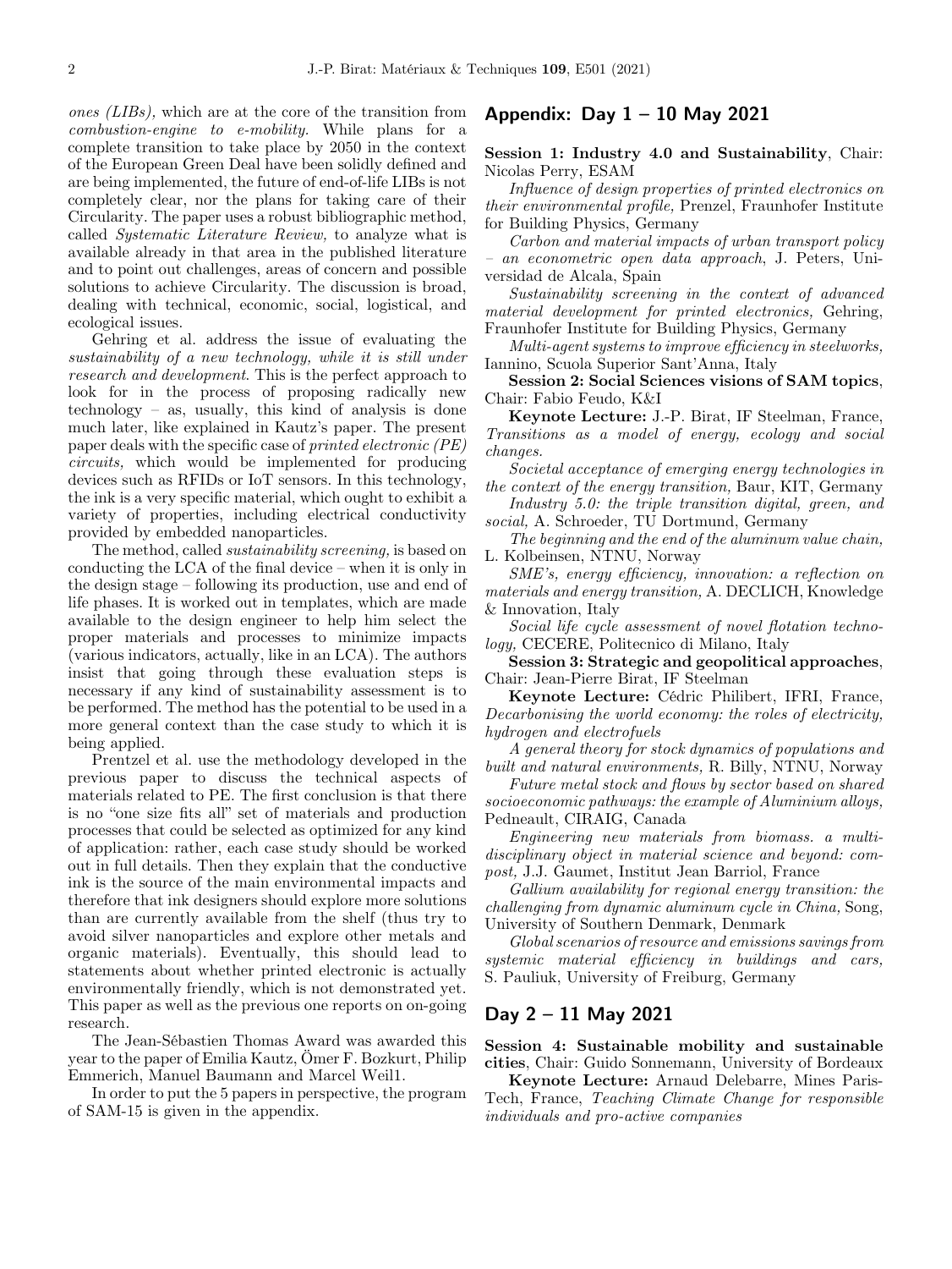*ones (LIBs),* which are at the core of the transition from *combustion-engine to e-mobility.* While plans for a complete transition to take place by 2050 in the context of the European Green Deal have been solidly defined and are being implemented, the future of end-of-life LIBs is not completely clear, nor the plans for taking care of their Circularity. The paper uses a robust bibliographic method, called *Systematic Literature Review,* to analyze what is available already in that area in the published literature and to point out challenges, areas of concern and possible solutions to achieve Circularity. The discussion is broad, dealing with technical, economic, social, logistical, and ecological issues.

Gehring et al. address the issue of evaluating the *sustainability of a new technology, while it is still under research and development.* This is the perfect approach to look for in the process of proposing radically new technology – as, usually, this kind of analysis is done much later, like explained in Kautz's paper. The present paper deals with the specific case of *printed electronic (PE) circuits,* which would be implemented for producing devices such as RFIDs or IoT sensors. In this technology, the ink is a very specific material, which ought to exhibit a variety of properties, including electrical conductivity provided by embedded nanoparticles.

The method, called *sustainability screening,* is based on conducting the LCA of the final device – when it is only in the design stage – following its production, use and end of life phases. It is worked out in templates, which are made available to the design engineer to help him select the proper materials and processes to minimize impacts (various indicators, actually, like in an LCA). The authors insist that going through these evaluation steps is necessary if any kind of sustainability assessment is to be performed. The method has the potential to be used in a more general context than the case study to which it is being applied.

Prentzel et al. use the methodology developed in the previous paper to discuss the technical aspects of materials related to PE. The first conclusion is that there is no "one size fits all" set of materials and production processes that could be selected as optimized for any kind of application: rather, each case study should be worked out in full details. Then they explain that the conductive ink is the source of the main environmental impacts and therefore that ink designers should explore more solutions than are currently available from the shelf (thus try to avoid silver nanoparticles and explore other metals and organic materials). Eventually, this should lead to statements about whether printed electronic is actually environmentally friendly, which is not demonstrated yet. This paper as well as the previous one reports on on-going research.

The Jean-Sébastien Thomas Award was awarded this year to the paper of Emilia Kautz, Ömer F. Bozkurt, Philip Emmerich, Manuel Baumann and Marcel Weil1.

In order to put the 5 papers in perspective, the program of SAM-15 is given in the appendix.

## Appendix: Day 1 – 10 May 2021

**Session 1: Industry 4.0 and Sustainability**, Chair: Nicolas Perry, ESAM

*Influence of design properties of printed electronics on their environmental profile,* Prenzel, Fraunhofer Institute for Building Physics, Germany

*Carbon and material impacts of urban transport policy – an econometric open data approach*, J. Peters, Universidad de Alcala, Spain

*Sustainability screening in the context of advanced material development for printed electronics,* Gehring, Fraunhofer Institute for Building Physics, Germany

*Multi-agent systems to improve efficiency in steelworks,* Iannino, Scuola Superior Sant'Anna, Italy

**Session 2: Social Sciences visions of SAM topics**, Chair: Fabio Feudo, K&I

**Keynote Lecture:** J.-P. Birat, IF Steelman, France, *Transitions as a model of energy, ecology and social changes.*

*Societal acceptance of emerging energy technologies in the context of the energy transition,* Baur, KIT, Germany

*Industry 5.0: the triple transition digital, green, and social,* A. Schroeder, TU Dortmund, Germany

*The beginning and the end of the aluminum value chain,* L. Kolbeinsen, NTNU, Norway

*SME's, energy efficiency, innovation: a reflection on materials and energy transition,* A. DECLICH, Knowledge & Innovation, Italy

*Social life cycle assessment of novel flotation technology,* CECERE, Politecnico di Milano, Italy

**Session 3: Strategic and geopolitical approaches**, Chair: Jean-Pierre Birat, IF Steelman

**Keynote Lecture:** Cédric Philibert, IFRI, France, *Decarbonising the world economy: the roles of electricity, hydrogen and electrofuels*

*A general theory for stock dynamics of populations and built and natural environments,* R. Billy, NTNU, Norway

*Future metal stock and flows by sector based on shared socioeconomic pathways: the example of Aluminium alloys,* Pedneault, CIRAIG, Canada

*Engineering new materials from biomass. a multidisciplinary object in material science and beyond: compost,* J.J. Gaumet, Institut Jean Barriol, France

*Gallium availability for regional energy transition: the challenging from dynamic aluminum cycle in China,* Song, University of Southern Denmark, Denmark

*Global scenarios of resource and emissions savings from systemic material efficiency in buildings and cars,* S. Pauliuk, University of Freiburg, Germany

## Day 2 – 11 May 2021

**Session 4: Sustainable mobility and sustainable cities**, Chair: Guido Sonnemann, University of Bordeaux

**Keynote Lecture:** Arnaud Delebarre, Mines ParisTech, France, *Teaching Climate Change for responsible individuals and pro-active companies*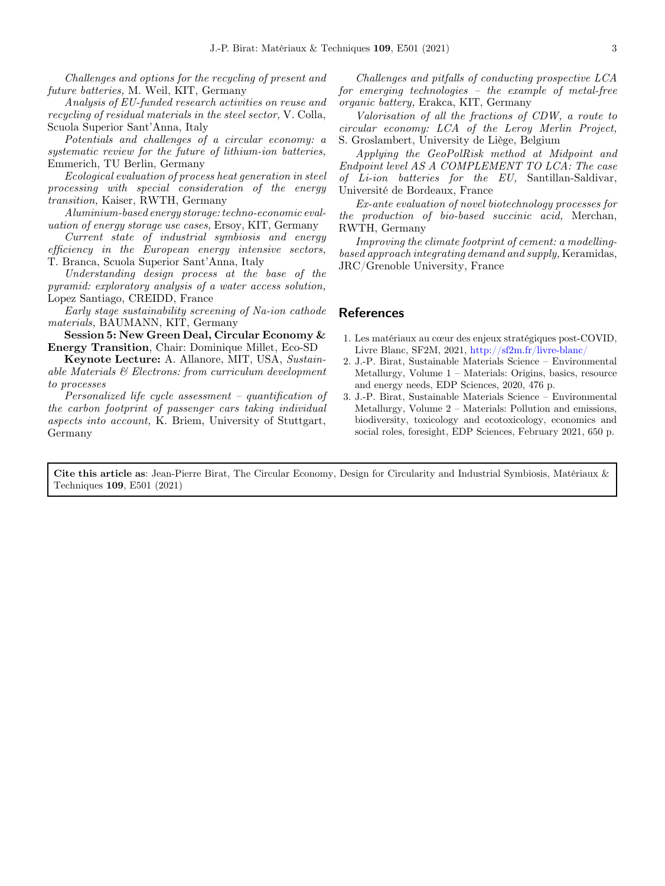*Challenges and options for the recycling of present and future batteries,* M. Weil, KIT, Germany

*Analysis of EU-funded research activities on reuse and recycling of residual materials in the steel sector,* V. Colla, Scuola Superior Sant'Anna, Italy

*Potentials and challenges of a circular economy: a systematic review for the future of lithium-ion batteries,* Emmerich, TU Berlin, Germany

*Ecological evaluation of process heat generation in steel processing with special consideration of the energy transition,* Kaiser, RWTH, Germany

*Aluminium-based energy storage: techno-economic evaluation of energy storage use cases,* Ersoy, KIT, Germany

*Current state of industrial symbiosis and energy efficiency in the European energy intensive sectors,* T. Branca, Scuola Superior Sant'Anna, Italy

*Understanding design process at the base of the pyramid: exploratory analysis of a water access solution,* Lopez Santiago, CREIDD, France

*Early stage sustainability screening of Na-ion cathode materials,* BAUMANN, KIT, Germany

**Session 5: New Green Deal, Circular Economy & Energy Transition**, Chair: Dominique Millet, Eco-SD

**Keynote Lecture:** A. Allanore, MIT, USA, *Sustainable Materials & Electrons: from curriculum development to processes*

*Personalized life cycle assessment – quantification of the carbon footprint of passenger cars taking individual aspects into account,* K. Briem, University of Stuttgart, Germany

*Challenges and pitfalls of conducting prospective LCA for emerging technologies – the example of metal-free organic battery,* Erakca, KIT, Germany

*Valorisation of all the fractions of CDW, a route to circular economy: LCA of the Leroy Merlin Project,* S. Groslambert, University de Liège, Belgium

*Applying the GeoPolRisk method at Midpoint and Endpoint level AS A COMPLEMENT TO LCA: The case of Li-ion batteries for the EU,* Santillan-Saldivar, Université de Bordeaux, France

*Ex-ante evaluation of novel biotechnology processes for the production of bio-based succinic acid,* Merchan, RWTH, Germany

*Improving the climate footprint of cement: a modelling-based approach integrating demand and supply,* Keramidas, JRC/Grenoble University, France

## References

1. Les matériaux au cœur des enjeux stratégiques post-COVID, Livre Blanc, SF2M, 2021, http://sf2m.fr/livre-blanc/
2. J.-P. Birat, Sustainable Materials Science – Environmental Metallurgy, Volume 1 – Materials: Origins, basics, resource and energy needs, EDP Sciences, 2020, 476 p.
3. J.-P. Birat, Sustainable Materials Science – Environmental Metallurgy, Volume 2 – Materials: Pollution and emissions, biodiversity, toxicology and ecotoxicology, economics and social roles, foresight, EDP Sciences, February 2021, 650 p.

**Cite this article as**: Jean-Pierre Birat, The Circular Economy, Design for Circularity and Industrial Symbiosis, Matériaux & Techniques **109**, E501 (2021)